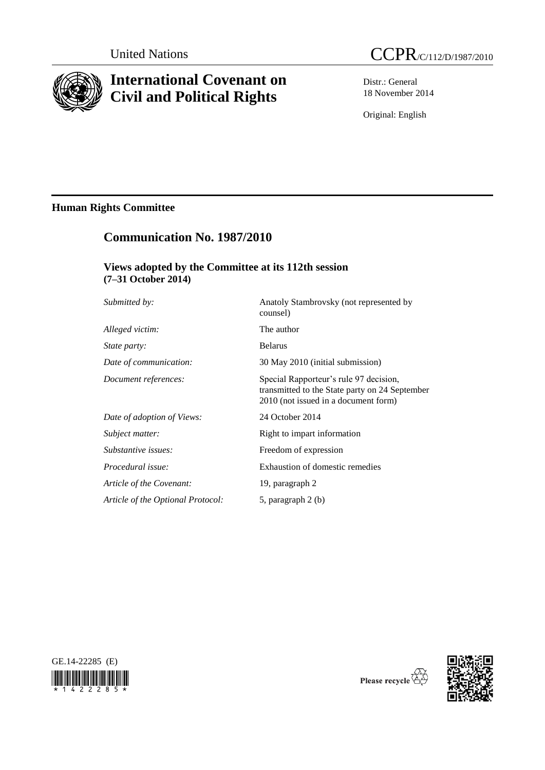United Nations

CCPR/C/112/D/1987/2010

# International Covenant on Civil and Political Rights

Distr.: General
18 November 2014

Original: English

## Human Rights Committee

## Communication No. 1987/2010

### Views adopted by the Committee at its 112th session (7–31 October 2014)

| | |
|---|---|
| *Submitted by:* | Anatoly Stambrovsky (not represented by counsel) |
| *Alleged victim:* | The author |
| *State party:* | Belarus |
| *Date of communication:* | 30 May 2010 (initial submission) |
| *Document references:* | Special Rapporteur's rule 97 decision, transmitted to the State party on 24 September 2010 (not issued in a document form) |
| *Date of adoption of Views:* | 24 October 2014 |
| *Subject matter:* | Right to impart information |
| *Substantive issues:* | Freedom of expression |
| *Procedural issue:* | Exhaustion of domestic remedies |
| *Article of the Covenant:* | 19, paragraph 2 |
| *Article of the Optional Protocol:* | 5, paragraph 2 (b) |

GE.14-22285 (E)

Please recycle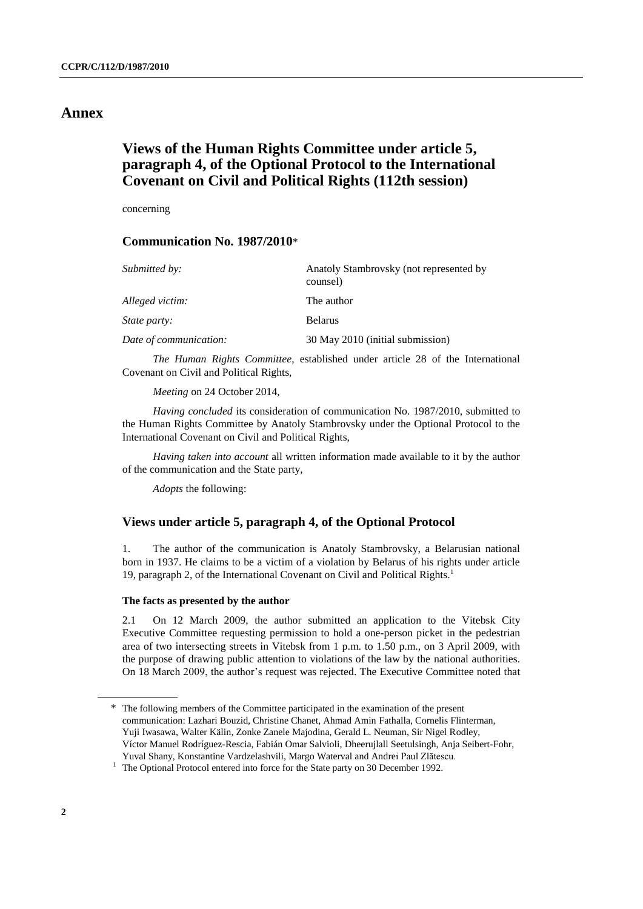# Annex

## Views of the Human Rights Committee under article 5, paragraph 4, of the Optional Protocol to the International Covenant on Civil and Political Rights (112th session)

concerning

### Communication No. 1987/2010*

| | |
|---|---|
| *Submitted by:* | Anatoly Stambrovsky (not represented by counsel) |
| *Alleged victim:* | The author |
| *State party:* | Belarus |
| *Date of communication:* | 30 May 2010 (initial submission) |

*The Human Rights Committee*, established under article 28 of the International Covenant on Civil and Political Rights,

*Meeting* on 24 October 2014,

*Having concluded* its consideration of communication No. 1987/2010, submitted to the Human Rights Committee by Anatoly Stambrovsky under the Optional Protocol to the International Covenant on Civil and Political Rights,

*Having taken into account* all written information made available to it by the author of the communication and the State party,

*Adopts* the following:

### Views under article 5, paragraph 4, of the Optional Protocol

1. The author of the communication is Anatoly Stambrovsky, a Belarusian national born in 1937. He claims to be a victim of a violation by Belarus of his rights under article 19, paragraph 2, of the International Covenant on Civil and Political Rights.[1]

#### The facts as presented by the author

2.1 On 12 March 2009, the author submitted an application to the Vitebsk City Executive Committee requesting permission to hold a one-person picket in the pedestrian area of two intersecting streets in Vitebsk from 1 p.m. to 1.50 p.m., on 3 April 2009, with the purpose of drawing public attention to violations of the law by the national authorities. On 18 March 2009, the author's request was rejected. The Executive Committee noted that

---

\* The following members of the Committee participated in the examination of the present communication: Lazhari Bouzid, Christine Chanet, Ahmad Amin Fathalla, Cornelis Flinterman, Yuji Iwasawa, Walter Kälin, Zonke Zanele Majodina, Gerald L. Neuman, Sir Nigel Rodley, Víctor Manuel Rodríguez-Rescia, Fabián Omar Salvioli, Dheerujlall Seetulsingh, Anja Seibert-Fohr, Yuval Shany, Konstantine Vardzelashvili, Margo Waterval and Andrei Paul Zlătescu.

[1] The Optional Protocol entered into force for the State party on 30 December 1992.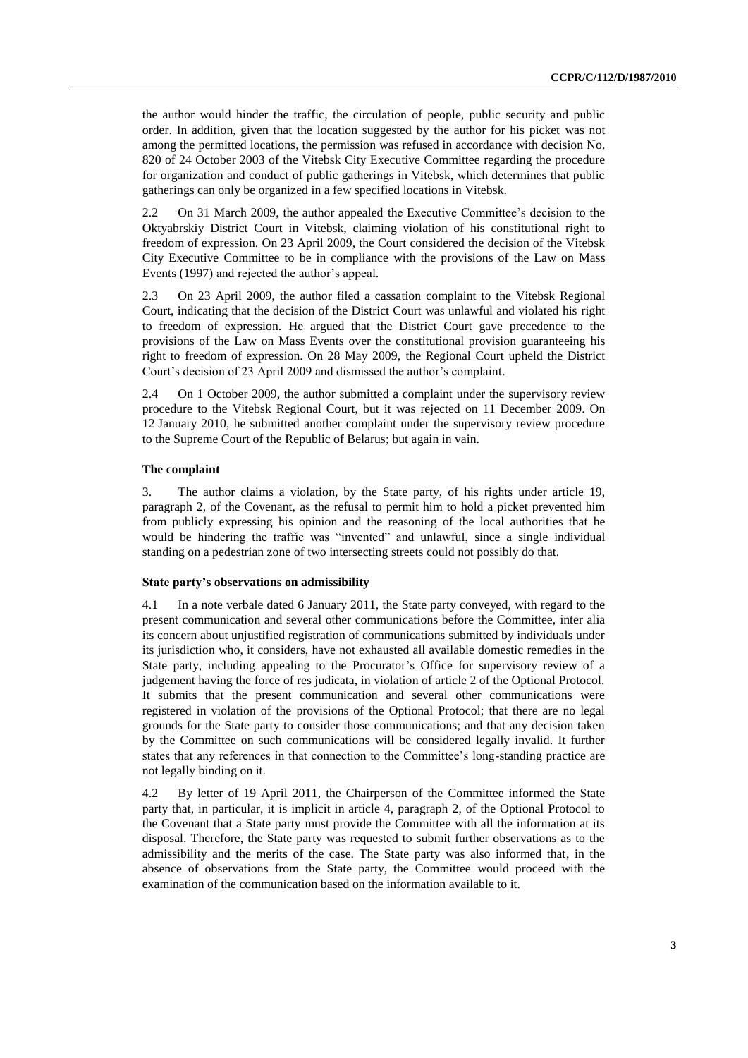the author would hinder the traffic, the circulation of people, public security and public order. In addition, given that the location suggested by the author for his picket was not among the permitted locations, the permission was refused in accordance with decision No. 820 of 24 October 2003 of the Vitebsk City Executive Committee regarding the procedure for organization and conduct of public gatherings in Vitebsk, which determines that public gatherings can only be organized in a few specified locations in Vitebsk.

2.2 On 31 March 2009, the author appealed the Executive Committee's decision to the Oktyabrskiy District Court in Vitebsk, claiming violation of his constitutional right to freedom of expression. On 23 April 2009, the Court considered the decision of the Vitebsk City Executive Committee to be in compliance with the provisions of the Law on Mass Events (1997) and rejected the author's appeal.

2.3 On 23 April 2009, the author filed a cassation complaint to the Vitebsk Regional Court, indicating that the decision of the District Court was unlawful and violated his right to freedom of expression. He argued that the District Court gave precedence to the provisions of the Law on Mass Events over the constitutional provision guaranteeing his right to freedom of expression. On 28 May 2009, the Regional Court upheld the District Court's decision of 23 April 2009 and dismissed the author's complaint.

2.4 On 1 October 2009, the author submitted a complaint under the supervisory review procedure to the Vitebsk Regional Court, but it was rejected on 11 December 2009. On 12 January 2010, he submitted another complaint under the supervisory review procedure to the Supreme Court of the Republic of Belarus; but again in vain.

### The complaint

3. The author claims a violation, by the State party, of his rights under article 19, paragraph 2, of the Covenant, as the refusal to permit him to hold a picket prevented him from publicly expressing his opinion and the reasoning of the local authorities that he would be hindering the traffic was "invented" and unlawful, since a single individual standing on a pedestrian zone of two intersecting streets could not possibly do that.

### State party's observations on admissibility

4.1 In a note verbale dated 6 January 2011, the State party conveyed, with regard to the present communication and several other communications before the Committee, inter alia its concern about unjustified registration of communications submitted by individuals under its jurisdiction who, it considers, have not exhausted all available domestic remedies in the State party, including appealing to the Procurator's Office for supervisory review of a judgement having the force of res judicata, in violation of article 2 of the Optional Protocol. It submits that the present communication and several other communications were registered in violation of the provisions of the Optional Protocol; that there are no legal grounds for the State party to consider those communications; and that any decision taken by the Committee on such communications will be considered legally invalid. It further states that any references in that connection to the Committee's long-standing practice are not legally binding on it.

4.2 By letter of 19 April 2011, the Chairperson of the Committee informed the State party that, in particular, it is implicit in article 4, paragraph 2, of the Optional Protocol to the Covenant that a State party must provide the Committee with all the information at its disposal. Therefore, the State party was requested to submit further observations as to the admissibility and the merits of the case. The State party was also informed that, in the absence of observations from the State party, the Committee would proceed with the examination of the communication based on the information available to it.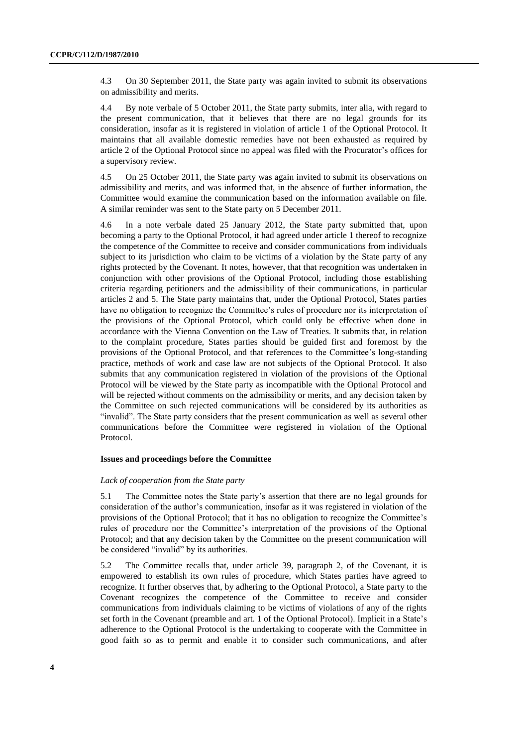4.3 On 30 September 2011, the State party was again invited to submit its observations on admissibility and merits.

4.4 By note verbale of 5 October 2011, the State party submits, inter alia, with regard to the present communication, that it believes that there are no legal grounds for its consideration, insofar as it is registered in violation of article 1 of the Optional Protocol. It maintains that all available domestic remedies have not been exhausted as required by article 2 of the Optional Protocol since no appeal was filed with the Procurator's offices for a supervisory review.

4.5 On 25 October 2011, the State party was again invited to submit its observations on admissibility and merits, and was informed that, in the absence of further information, the Committee would examine the communication based on the information available on file. A similar reminder was sent to the State party on 5 December 2011.

4.6 In a note verbale dated 25 January 2012, the State party submitted that, upon becoming a party to the Optional Protocol, it had agreed under article 1 thereof to recognize the competence of the Committee to receive and consider communications from individuals subject to its jurisdiction who claim to be victims of a violation by the State party of any rights protected by the Covenant. It notes, however, that that recognition was undertaken in conjunction with other provisions of the Optional Protocol, including those establishing criteria regarding petitioners and the admissibility of their communications, in particular articles 2 and 5. The State party maintains that, under the Optional Protocol, States parties have no obligation to recognize the Committee's rules of procedure nor its interpretation of the provisions of the Optional Protocol, which could only be effective when done in accordance with the Vienna Convention on the Law of Treaties. It submits that, in relation to the complaint procedure, States parties should be guided first and foremost by the provisions of the Optional Protocol, and that references to the Committee's long-standing practice, methods of work and case law are not subjects of the Optional Protocol. It also submits that any communication registered in violation of the provisions of the Optional Protocol will be viewed by the State party as incompatible with the Optional Protocol and will be rejected without comments on the admissibility or merits, and any decision taken by the Committee on such rejected communications will be considered by its authorities as "invalid". The State party considers that the present communication as well as several other communications before the Committee were registered in violation of the Optional Protocol.

### Issues and proceedings before the Committee

*Lack of cooperation from the State party*

5.1 The Committee notes the State party's assertion that there are no legal grounds for consideration of the author's communication, insofar as it was registered in violation of the provisions of the Optional Protocol; that it has no obligation to recognize the Committee's rules of procedure nor the Committee's interpretation of the provisions of the Optional Protocol; and that any decision taken by the Committee on the present communication will be considered "invalid" by its authorities.

5.2 The Committee recalls that, under article 39, paragraph 2, of the Covenant, it is empowered to establish its own rules of procedure, which States parties have agreed to recognize. It further observes that, by adhering to the Optional Protocol, a State party to the Covenant recognizes the competence of the Committee to receive and consider communications from individuals claiming to be victims of violations of any of the rights set forth in the Covenant (preamble and art. 1 of the Optional Protocol). Implicit in a State's adherence to the Optional Protocol is the undertaking to cooperate with the Committee in good faith so as to permit and enable it to consider such communications, and after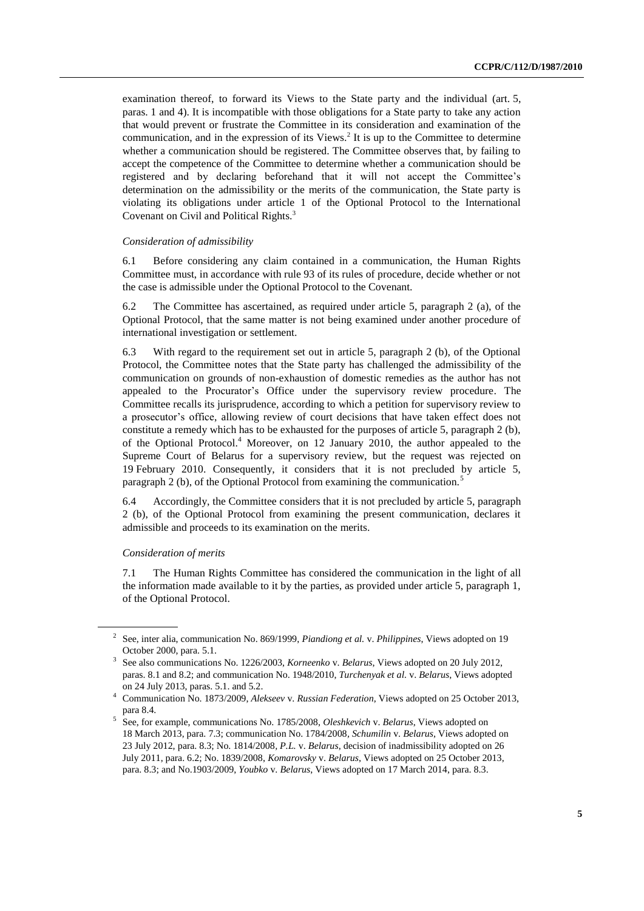examination thereof, to forward its Views to the State party and the individual (art. 5, paras. 1 and 4). It is incompatible with those obligations for a State party to take any action that would prevent or frustrate the Committee in its consideration and examination of the communication, and in the expression of its Views.[2] It is up to the Committee to determine whether a communication should be registered. The Committee observes that, by failing to accept the competence of the Committee to determine whether a communication should be registered and by declaring beforehand that it will not accept the Committee's determination on the admissibility or the merits of the communication, the State party is violating its obligations under article 1 of the Optional Protocol to the International Covenant on Civil and Political Rights.[3]

*Consideration of admissibility*

6.1 Before considering any claim contained in a communication, the Human Rights Committee must, in accordance with rule 93 of its rules of procedure, decide whether or not the case is admissible under the Optional Protocol to the Covenant.

6.2 The Committee has ascertained, as required under article 5, paragraph 2 (a), of the Optional Protocol, that the same matter is not being examined under another procedure of international investigation or settlement.

6.3 With regard to the requirement set out in article 5, paragraph 2 (b), of the Optional Protocol, the Committee notes that the State party has challenged the admissibility of the communication on grounds of non-exhaustion of domestic remedies as the author has not appealed to the Procurator's Office under the supervisory review procedure. The Committee recalls its jurisprudence, according to which a petition for supervisory review to a prosecutor's office, allowing review of court decisions that have taken effect does not constitute a remedy which has to be exhausted for the purposes of article 5, paragraph 2 (b), of the Optional Protocol.[4] Moreover, on 12 January 2010, the author appealed to the Supreme Court of Belarus for a supervisory review, but the request was rejected on 19 February 2010. Consequently, it considers that it is not precluded by article 5, paragraph 2 (b), of the Optional Protocol from examining the communication.[5]

6.4 Accordingly, the Committee considers that it is not precluded by article 5, paragraph 2 (b), of the Optional Protocol from examining the present communication, declares it admissible and proceeds to its examination on the merits.

*Consideration of merits*

7.1 The Human Rights Committee has considered the communication in the light of all the information made available to it by the parties, as provided under article 5, paragraph 1, of the Optional Protocol.

---

[2] See, inter alia, communication No. 869/1999, *Piandiong et al.* v. *Philippines*, Views adopted on 19 October 2000, para. 5.1.

[3] See also communications No. 1226/2003, *Korneenko* v. *Belarus*, Views adopted on 20 July 2012, paras. 8.1 and 8.2; and communication No. 1948/2010, *Turchenyak et al.* v. *Belarus*, Views adopted on 24 July 2013, paras. 5.1. and 5.2.

[4] Communication No. 1873/2009, *Alekseev* v. *Russian Federation*, Views adopted on 25 October 2013, para 8.4.

[5] See, for example, communications No. 1785/2008, *Oleshkevich* v. *Belarus*, Views adopted on 18 March 2013, para. 7.3; communication No. 1784/2008, *Schumilin* v. *Belarus*, Views adopted on 23 July 2012, para. 8.3; No. 1814/2008, *P.L.* v. *Belarus*, decision of inadmissibility adopted on 26 July 2011, para. 6.2; No. 1839/2008, *Komarovsky* v. *Belarus*, Views adopted on 25 October 2013, para. 8.3; and No.1903/2009, *Youbko* v. *Belarus*, Views adopted on 17 March 2014, para. 8.3.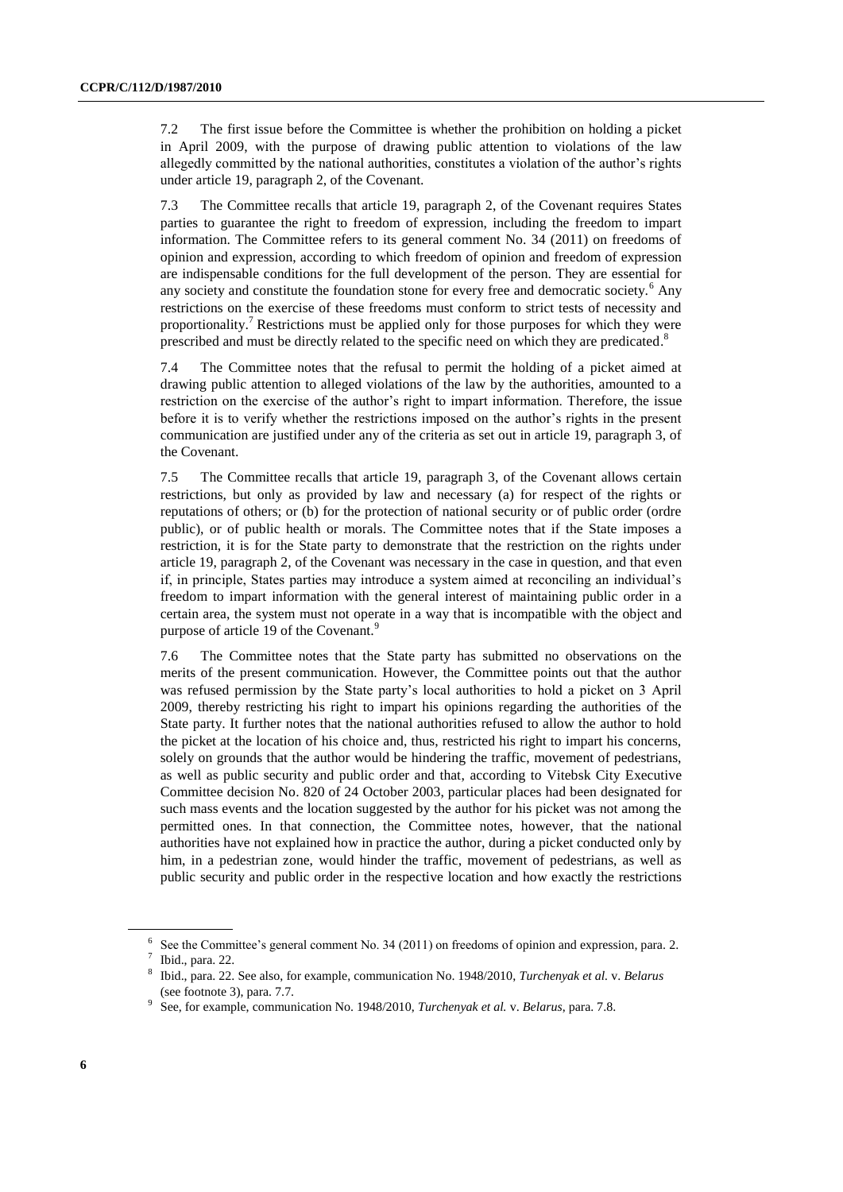7.2 The first issue before the Committee is whether the prohibition on holding a picket in April 2009, with the purpose of drawing public attention to violations of the law allegedly committed by the national authorities, constitutes a violation of the author's rights under article 19, paragraph 2, of the Covenant.

7.3 The Committee recalls that article 19, paragraph 2, of the Covenant requires States parties to guarantee the right to freedom of expression, including the freedom to impart information. The Committee refers to its general comment No. 34 (2011) on freedoms of opinion and expression, according to which freedom of opinion and freedom of expression are indispensable conditions for the full development of the person. They are essential for any society and constitute the foundation stone for every free and democratic society.[6] Any restrictions on the exercise of these freedoms must conform to strict tests of necessity and proportionality.[7] Restrictions must be applied only for those purposes for which they were prescribed and must be directly related to the specific need on which they are predicated.[8]

7.4 The Committee notes that the refusal to permit the holding of a picket aimed at drawing public attention to alleged violations of the law by the authorities, amounted to a restriction on the exercise of the author's right to impart information. Therefore, the issue before it is to verify whether the restrictions imposed on the author's rights in the present communication are justified under any of the criteria as set out in article 19, paragraph 3, of the Covenant.

7.5 The Committee recalls that article 19, paragraph 3, of the Covenant allows certain restrictions, but only as provided by law and necessary (a) for respect of the rights or reputations of others; or (b) for the protection of national security or of public order (ordre public), or of public health or morals. The Committee notes that if the State imposes a restriction, it is for the State party to demonstrate that the restriction on the rights under article 19, paragraph 2, of the Covenant was necessary in the case in question, and that even if, in principle, States parties may introduce a system aimed at reconciling an individual's freedom to impart information with the general interest of maintaining public order in a certain area, the system must not operate in a way that is incompatible with the object and purpose of article 19 of the Covenant.[9]

7.6 The Committee notes that the State party has submitted no observations on the merits of the present communication. However, the Committee points out that the author was refused permission by the State party's local authorities to hold a picket on 3 April 2009, thereby restricting his right to impart his opinions regarding the authorities of the State party. It further notes that the national authorities refused to allow the author to hold the picket at the location of his choice and, thus, restricted his right to impart his concerns, solely on grounds that the author would be hindering the traffic, movement of pedestrians, as well as public security and public order and that, according to Vitebsk City Executive Committee decision No. 820 of 24 October 2003, particular places had been designated for such mass events and the location suggested by the author for his picket was not among the permitted ones. In that connection, the Committee notes, however, that the national authorities have not explained how in practice the author, during a picket conducted only by him, in a pedestrian zone, would hinder the traffic, movement of pedestrians, as well as public security and public order in the respective location and how exactly the restrictions

---

[6] See the Committee's general comment No. 34 (2011) on freedoms of opinion and expression, para. 2.

[7] Ibid., para. 22.

[8] Ibid., para. 22. See also, for example, communication No. 1948/2010, *Turchenyak et al.* v. *Belarus* (see footnote 3), para. 7.7.

[9] See, for example, communication No. 1948/2010, *Turchenyak et al.* v. *Belarus*, para. 7.8.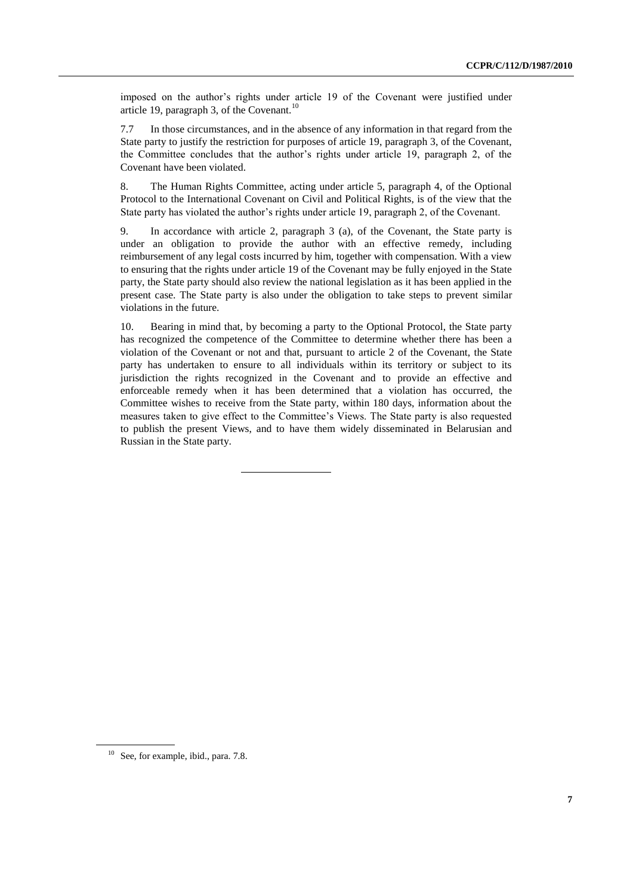imposed on the author's rights under article 19 of the Covenant were justified under article 19, paragraph 3, of the Covenant.[10]

7.7 In those circumstances, and in the absence of any information in that regard from the State party to justify the restriction for purposes of article 19, paragraph 3, of the Covenant, the Committee concludes that the author's rights under article 19, paragraph 2, of the Covenant have been violated.

8. The Human Rights Committee, acting under article 5, paragraph 4, of the Optional Protocol to the International Covenant on Civil and Political Rights, is of the view that the State party has violated the author's rights under article 19, paragraph 2, of the Covenant.

9. In accordance with article 2, paragraph 3 (a), of the Covenant, the State party is under an obligation to provide the author with an effective remedy, including reimbursement of any legal costs incurred by him, together with compensation. With a view to ensuring that the rights under article 19 of the Covenant may be fully enjoyed in the State party, the State party should also review the national legislation as it has been applied in the present case. The State party is also under the obligation to take steps to prevent similar violations in the future.

10. Bearing in mind that, by becoming a party to the Optional Protocol, the State party has recognized the competence of the Committee to determine whether there has been a violation of the Covenant or not and that, pursuant to article 2 of the Covenant, the State party has undertaken to ensure to all individuals within its territory or subject to its jurisdiction the rights recognized in the Covenant and to provide an effective and enforceable remedy when it has been determined that a violation has occurred, the Committee wishes to receive from the State party, within 180 days, information about the measures taken to give effect to the Committee's Views. The State party is also requested to publish the present Views, and to have them widely disseminated in Belarusian and Russian in the State party.

---

[10] See, for example, ibid., para. 7.8.